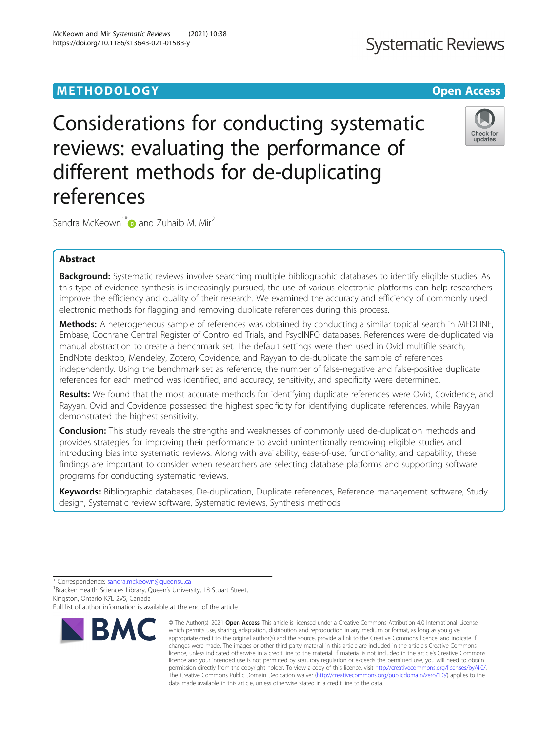METHODOLOGY

Open Access

# Considerations for conducting systematic reviews: evaluating the performance of different methods for de-duplicating references

Sandra McKeown[1*] and Zuhaib M. Mir[2]

## Abstract

**Background:** Systematic reviews involve searching multiple bibliographic databases to identify eligible studies. As this type of evidence synthesis is increasingly pursued, the use of various electronic platforms can help researchers improve the efficiency and quality of their research. We examined the accuracy and efficiency of commonly used electronic methods for flagging and removing duplicate references during this process.

**Methods:** A heterogeneous sample of references was obtained by conducting a similar topical search in MEDLINE, Embase, Cochrane Central Register of Controlled Trials, and PsycINFO databases. References were de-duplicated via manual abstraction to create a benchmark set. The default settings were then used in Ovid multifile search, EndNote desktop, Mendeley, Zotero, Covidence, and Rayyan to de-duplicate the sample of references independently. Using the benchmark set as reference, the number of false-negative and false-positive duplicate references for each method was identified, and accuracy, sensitivity, and specificity were determined.

**Results:** We found that the most accurate methods for identifying duplicate references were Ovid, Covidence, and Rayyan. Ovid and Covidence possessed the highest specificity for identifying duplicate references, while Rayyan demonstrated the highest sensitivity.

**Conclusion:** This study reveals the strengths and weaknesses of commonly used de-duplication methods and provides strategies for improving their performance to avoid unintentionally removing eligible studies and introducing bias into systematic reviews. Along with availability, ease-of-use, functionality, and capability, these findings are important to consider when researchers are selecting database platforms and supporting software programs for conducting systematic reviews.

**Keywords:** Bibliographic databases, De-duplication, Duplicate references, Reference management software, Study design, Systematic review software, Systematic reviews, Synthesis methods

\* Correspondence: sandra.mckeown@queensu.ca
[1]Bracken Health Sciences Library, Queen's University, 18 Stuart Street, Kingston, Ontario K7L 2V5, Canada
Full list of author information is available at the end of the article

© The Author(s). 2021 **Open Access** This article is licensed under a Creative Commons Attribution 4.0 International License, which permits use, sharing, adaptation, distribution and reproduction in any medium or format, as long as you give appropriate credit to the original author(s) and the source, provide a link to the Creative Commons licence, and indicate if changes were made. The images or other third party material in this article are included in the article's Creative Commons licence, unless indicated otherwise in a credit line to the material. If material is not included in the article's Creative Commons licence and your intended use is not permitted by statutory regulation or exceeds the permitted use, you will need to obtain permission directly from the copyright holder. To view a copy of this licence, visit http://creativecommons.org/licenses/by/4.0/. The Creative Commons Public Domain Dedication waiver (http://creativecommons.org/publicdomain/zero/1.0/) applies to the data made available in this article, unless otherwise stated in a credit line to the data.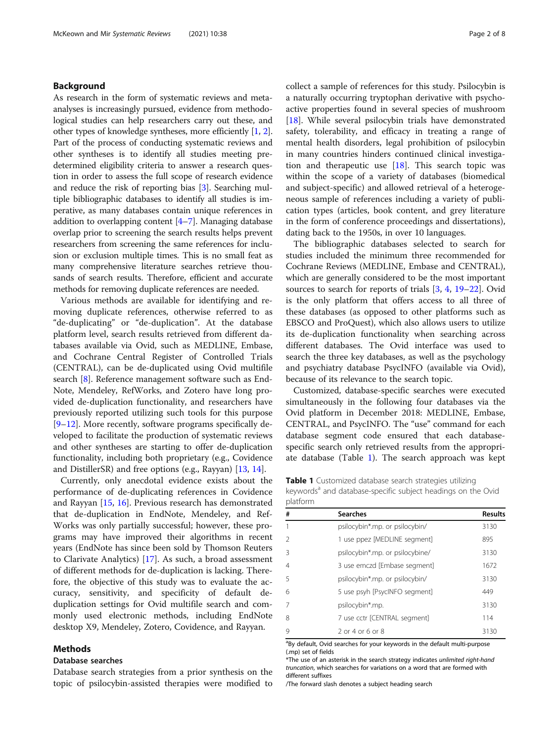## Background

As research in the form of systematic reviews and meta-analyses is increasingly pursued, evidence from methodological studies can help researchers carry out these, and other types of knowledge syntheses, more efficiently [1, 2]. Part of the process of conducting systematic reviews and other syntheses is to identify all studies meeting predetermined eligibility criteria to answer a research question in order to assess the full scope of research evidence and reduce the risk of reporting bias [3]. Searching multiple bibliographic databases to identify all studies is imperative, as many databases contain unique references in addition to overlapping content [4–7]. Managing database overlap prior to screening the search results helps prevent researchers from screening the same references for inclusion or exclusion multiple times. This is no small feat as many comprehensive literature searches retrieve thousands of search results. Therefore, efficient and accurate methods for removing duplicate references are needed.

Various methods are available for identifying and removing duplicate references, otherwise referred to as "de-duplicating" or "de-duplication". At the database platform level, search results retrieved from different databases available via Ovid, such as MEDLINE, Embase, and Cochrane Central Register of Controlled Trials (CENTRAL), can be de-duplicated using Ovid multifile search [8]. Reference management software such as EndNote, Mendeley, RefWorks, and Zotero have long provided de-duplication functionality, and researchers have previously reported utilizing such tools for this purpose [9–12]. More recently, software programs specifically developed to facilitate the production of systematic reviews and other syntheses are starting to offer de-duplication functionality, including both proprietary (e.g., Covidence and DistillerSR) and free options (e.g., Rayyan) [13, 14].

Currently, only anecdotal evidence exists about the performance of de-duplicating references in Covidence and Rayyan [15, 16]. Previous research has demonstrated that de-duplication in EndNote, Mendeley, and RefWorks was only partially successful; however, these programs may have improved their algorithms in recent years (EndNote has since been sold by Thomson Reuters to Clarivate Analytics) [17]. As such, a broad assessment of different methods for de-duplication is lacking. Therefore, the objective of this study was to evaluate the accuracy, sensitivity, and specificity of default de-duplication settings for Ovid multifile search and commonly used electronic methods, including EndNote desktop X9, Mendeley, Zotero, Covidence, and Rayyan.

## Methods

### Database searches

Database search strategies from a prior synthesis on the topic of psilocybin-assisted therapies were modified to collect a sample of references for this study. Psilocybin is a naturally occurring tryptophan derivative with psychoactive properties found in several species of mushroom [18]. While several psilocybin trials have demonstrated safety, tolerability, and efficacy in treating a range of mental health disorders, legal prohibition of psilocybin in many countries hinders continued clinical investigation and therapeutic use [18]. This search topic was within the scope of a variety of databases (biomedical and subject-specific) and allowed retrieval of a heterogeneous sample of references including a variety of publication types (articles, book content, and grey literature in the form of conference proceedings and dissertations), dating back to the 1950s, in over 10 languages.

The bibliographic databases selected to search for studies included the minimum three recommended for Cochrane Reviews (MEDLINE, Embase and CENTRAL), which are generally considered to be the most important sources to search for reports of trials [3, 4, 19–22]. Ovid is the only platform that offers access to all three of these databases (as opposed to other platforms such as EBSCO and ProQuest), which also allows users to utilize its de-duplication functionality when searching across different databases. The Ovid interface was used to search the three key databases, as well as the psychology and psychiatry database PsycINFO (available via Ovid), because of its relevance to the search topic.

Customized, database-specific searches were executed simultaneously in the following four databases via the Ovid platform in December 2018: MEDLINE, Embase, CENTRAL, and PsycINFO. The "use" command for each database segment code ensured that each database-specific search only retrieved results from the appropriate database (Table 1). The search approach was kept

**Table 1** Customized database search strategies utilizing keywords[a] and database-specific subject headings on the Ovid platform

| # | Searches | Results |
|---|---|---|
| 1 | psilocybin*.mp. or psilocybin/ | 3130 |
| 2 | 1 use ppez [MEDLINE segment] | 895 |
| 3 | psilocybin*.mp. or psilocybine/ | 3130 |
| 4 | 3 use emczd [Embase segment] | 1672 |
| 5 | psilocybin*.mp. or psilocybin/ | 3130 |
| 6 | 5 use psyh [PsycINFO segment] | 449 |
| 7 | psilocybin*.mp. | 3130 |
| 8 | 7 use cctr [CENTRAL segment] | 114 |
| 9 | 2 or 4 or 6 or 8 | 3130 |

[a]By default, Ovid searches for your keywords in the default multi-purpose (.mp) set of fields

*The use of an asterisk in the search strategy indicates *unlimited right-hand truncation*, which searches for variations on a word that are formed with different suffixes

/The forward slash denotes a subject heading search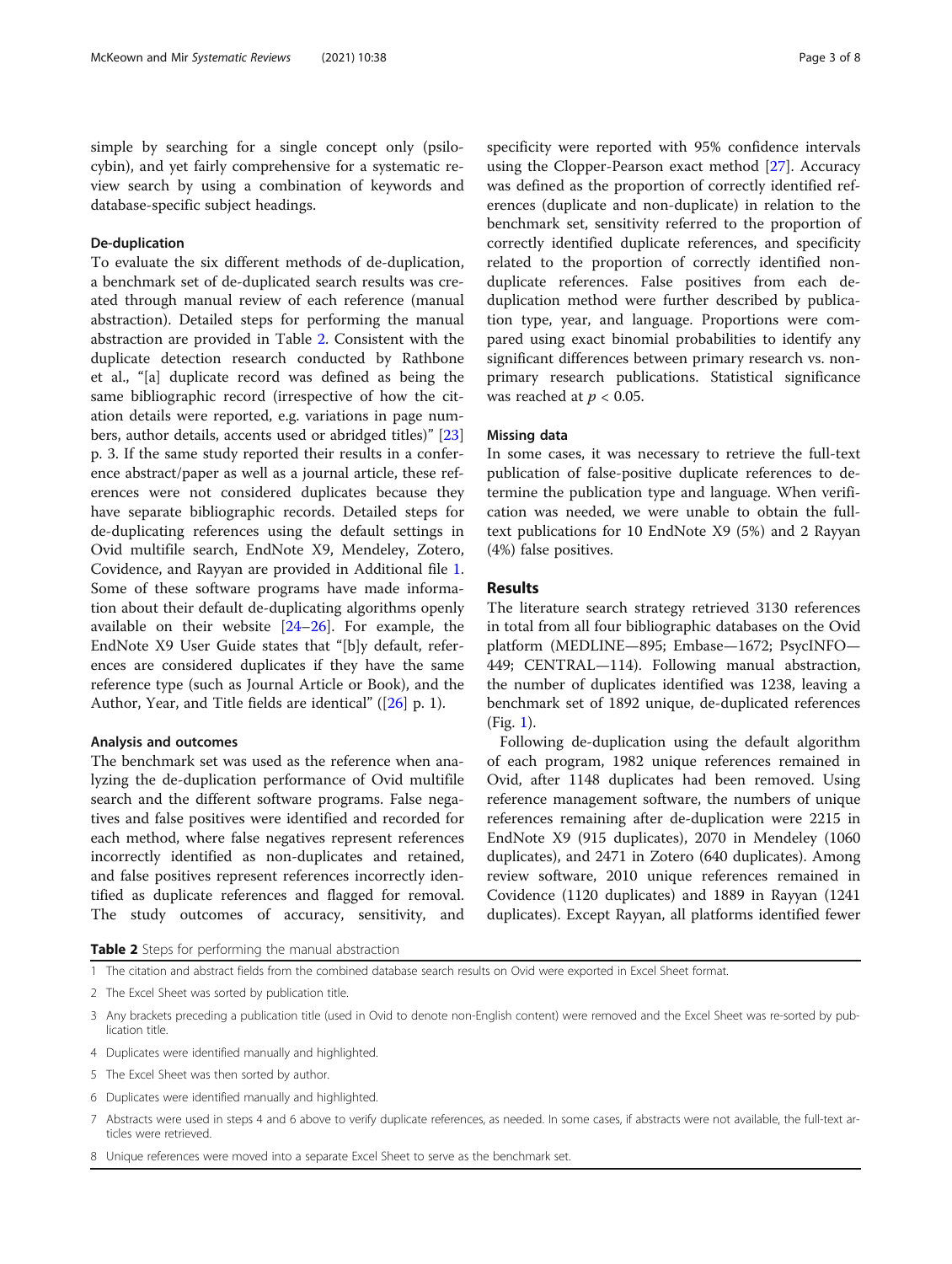simple by searching for a single concept only (psilocybin), and yet fairly comprehensive for a systematic review search by using a combination of keywords and database-specific subject headings.

### De-duplication

To evaluate the six different methods of de-duplication, a benchmark set of de-duplicated search results was created through manual review of each reference (manual abstraction). Detailed steps for performing the manual abstraction are provided in Table 2. Consistent with the duplicate detection research conducted by Rathbone et al., "[a] duplicate record was defined as being the same bibliographic record (irrespective of how the citation details were reported, e.g. variations in page numbers, author details, accents used or abridged titles)" [23] p. 3. If the same study reported their results in a conference abstract/paper as well as a journal article, these references were not considered duplicates because they have separate bibliographic records. Detailed steps for de-duplicating references using the default settings in Ovid multifile search, EndNote X9, Mendeley, Zotero, Covidence, and Rayyan are provided in Additional file 1. Some of these software programs have made information about their default de-duplicating algorithms openly available on their website [24–26]. For example, the EndNote X9 User Guide states that "[b]y default, references are considered duplicates if they have the same reference type (such as Journal Article or Book), and the Author, Year, and Title fields are identical" ([26] p. 1).

### Analysis and outcomes

The benchmark set was used as the reference when analyzing the de-duplication performance of Ovid multifile search and the different software programs. False negatives and false positives were identified and recorded for each method, where false negatives represent references incorrectly identified as non-duplicates and retained, and false positives represent references incorrectly identified as duplicate references and flagged for removal. The study outcomes of accuracy, sensitivity, and specificity were reported with 95% confidence intervals using the Clopper-Pearson exact method [27]. Accuracy was defined as the proportion of correctly identified references (duplicate and non-duplicate) in relation to the benchmark set, sensitivity referred to the proportion of correctly identified duplicate references, and specificity related to the proportion of correctly identified non-duplicate references. False positives from each de-duplication method were further described by publication type, year, and language. Proportions were compared using exact binomial probabilities to identify any significant differences between primary research vs. non-primary research publications. Statistical significance was reached at $p < 0.05$.

### Missing data

In some cases, it was necessary to retrieve the full-text publication of false-positive duplicate references to determine the publication type and language. When verification was needed, we were unable to obtain the full-text publications for 10 EndNote X9 (5%) and 2 Rayyan (4%) false positives.

## Results

The literature search strategy retrieved 3130 references in total from all four bibliographic databases on the Ovid platform (MEDLINE—895; Embase—1672; PsycINFO—449; CENTRAL—114). Following manual abstraction, the number of duplicates identified was 1238, leaving a benchmark set of 1892 unique, de-duplicated references (Fig. 1).

Following de-duplication using the default algorithm of each program, 1982 unique references remained in Ovid, after 1148 duplicates had been removed. Using reference management software, the numbers of unique references remaining after de-duplication were 2215 in EndNote X9 (915 duplicates), 2070 in Mendeley (1060 duplicates), and 2471 in Zotero (640 duplicates). Among review software, 2010 unique references remained in Covidence (1120 duplicates) and 1889 in Rayyan (1241 duplicates). Except Rayyan, all platforms identified fewer

**Table 2** Steps for performing the manual abstraction

| | |
|---|---|
| 1 | The citation and abstract fields from the combined database search results on Ovid were exported in Excel Sheet format. |
| 2 | The Excel Sheet was sorted by publication title. |
| 3 | Any brackets preceding a publication title (used in Ovid to denote non-English content) were removed and the Excel Sheet was re-sorted by publication title. |
| 4 | Duplicates were identified manually and highlighted. |
| 5 | The Excel Sheet was then sorted by author. |
| 6 | Duplicates were identified manually and highlighted. |
| 7 | Abstracts were used in steps 4 and 6 above to verify duplicate references, as needed. In some cases, if abstracts were not available, the full-text articles were retrieved. |
| 8 | Unique references were moved into a separate Excel Sheet to serve as the benchmark set. |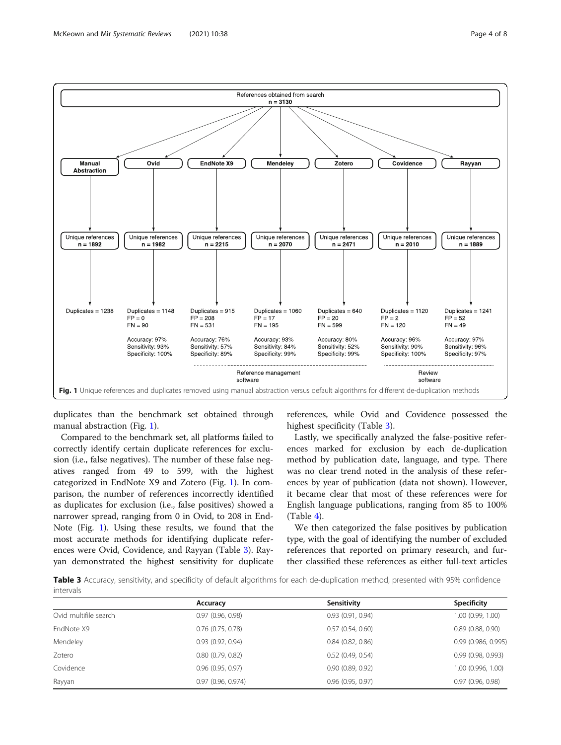References obtained from search
**n = 3130**

| Manual Abstraction | Ovid | EndNote X9 | Mendeley | Zotero | Covidence | Rayyan |
|---|---|---|---|---|---|---|
| Unique references n = 1892 | Unique references n = 1982 | Unique references n = 2215 | Unique references n = 2070 | Unique references n = 2471 | Unique references n = 2010 | Unique references n = 1889 |
| Duplicates = 1238 | Duplicates = 1148<br>FP = 0<br>FN = 90 | Duplicates = 915<br>FP = 208<br>FN = 531 | Duplicates = 1060<br>FP = 17<br>FN = 195 | Duplicates = 640<br>FP = 20<br>FN = 599 | Duplicates = 1120<br>FP = 2<br>FN = 120 | Duplicates = 1241<br>FP = 52<br>FN = 49 |
| | Accuracy: 97%<br>Sensitivity: 93%<br>Specificity: 100% | Accuracy: 76%<br>Sensitivity: 57%<br>Specificity: 89% | Accuracy: 93%<br>Sensitivity: 84%<br>Specificity: 99% | Accuracy: 80%<br>Sensitivity: 52%<br>Specificity: 99% | Accuracy: 96%<br>Sensitivity: 90%<br>Specificity: 100% | Accuracy: 97%<br>Sensitivity: 96%<br>Specificity: 97% |

Reference management software (EndNote X9, Mendeley, Zotero); Review software (Covidence, Rayyan)

**Fig. 1** Unique references and duplicates removed using manual abstraction versus default algorithms for different de-duplication methods

duplicates than the benchmark set obtained through manual abstraction (Fig. 1).

Compared to the benchmark set, all platforms failed to correctly identify certain duplicate references for exclusion (i.e., false negatives). The number of these false negatives ranged from 49 to 599, with the highest categorized in EndNote X9 and Zotero (Fig. 1). In comparison, the number of references incorrectly identified as duplicates for exclusion (i.e., false positives) showed a narrower spread, ranging from 0 in Ovid, to 208 in EndNote (Fig. 1). Using these results, we found that the most accurate methods for identifying duplicate references were Ovid, Covidence, and Rayyan (Table 3). Rayyan demonstrated the highest sensitivity for duplicate references, while Ovid and Covidence possessed the highest specificity (Table 3).

Lastly, we specifically analyzed the false-positive references marked for exclusion by each de-duplication method by publication date, language, and type. There was no clear trend noted in the analysis of these references by year of publication (data not shown). However, it became clear that most of these references were for English language publications, ranging from 85 to 100% (Table 4).

We then categorized the false positives by publication type, with the goal of identifying the number of excluded references that reported on primary research, and further classified these references as either full-text articles

**Table 3** Accuracy, sensitivity, and specificity of default algorithms for each de-duplication method, presented with 95% confidence intervals

| | Accuracy | Sensitivity | Specificity |
|---|---|---|---|
| Ovid multifile search | 0.97 (0.96, 0.98) | 0.93 (0.91, 0.94) | 1.00 (0.99, 1.00) |
| EndNote X9 | 0.76 (0.75, 0.78) | 0.57 (0.54, 0.60) | 0.89 (0.88, 0.90) |
| Mendeley | 0.93 (0.92, 0.94) | 0.84 (0.82, 0.86) | 0.99 (0.986, 0.995) |
| Zotero | 0.80 (0.79, 0.82) | 0.52 (0.49, 0.54) | 0.99 (0.98, 0.993) |
| Covidence | 0.96 (0.95, 0.97) | 0.90 (0.89, 0.92) | 1.00 (0.996, 1.00) |
| Rayyan | 0.97 (0.96, 0.974) | 0.96 (0.95, 0.97) | 0.97 (0.96, 0.98) |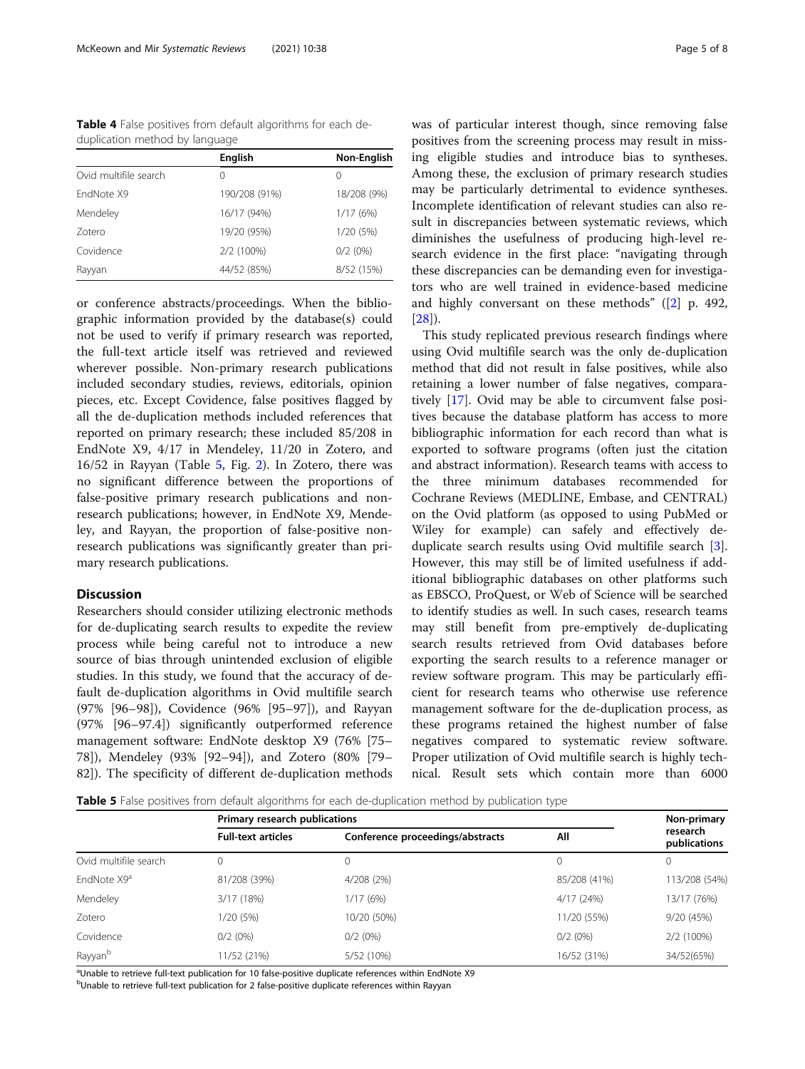**Table 4** False positives from default algorithms for each de-duplication method by language

| | English | Non-English |
|---|---|---|
| Ovid multifile search | 0 | 0 |
| EndNote X9 | 190/208 (91%) | 18/208 (9%) |
| Mendeley | 16/17 (94%) | 1/17 (6%) |
| Zotero | 19/20 (95%) | 1/20 (5%) |
| Covidence | 2/2 (100%) | 0/2 (0%) |
| Rayyan | 44/52 (85%) | 8/52 (15%) |

or conference abstracts/proceedings. When the bibliographic information provided by the database(s) could not be used to verify if primary research was reported, the full-text article itself was retrieved and reviewed wherever possible. Non-primary research publications included secondary studies, reviews, editorials, opinion pieces, etc. Except Covidence, false positives flagged by all the de-duplication methods included references that reported on primary research; these included 85/208 in EndNote X9, 4/17 in Mendeley, 11/20 in Zotero, and 16/52 in Rayyan (Table 5, Fig. 2). In Zotero, there was no significant difference between the proportions of false-positive primary research publications and non-research publications; however, in EndNote X9, Mendeley, and Rayyan, the proportion of false-positive non-research publications was significantly greater than primary research publications.

## Discussion

Researchers should consider utilizing electronic methods for de-duplicating search results to expedite the review process while being careful not to introduce a new source of bias through unintended exclusion of eligible studies. In this study, we found that the accuracy of default de-duplication algorithms in Ovid multifile search (97% [96–98]), Covidence (96% [95–97]), and Rayyan (97% [96–97.4]) significantly outperformed reference management software: EndNote desktop X9 (76% [75–78]), Mendeley (93% [92–94]), and Zotero (80% [79–82]). The specificity of different de-duplication methods was of particular interest though, since removing false positives from the screening process may result in missing eligible studies and introduce bias to syntheses. Among these, the exclusion of primary research studies may be particularly detrimental to evidence syntheses. Incomplete identification of relevant studies can also result in discrepancies between systematic reviews, which diminishes the usefulness of producing high-level research evidence in the first place: "navigating through these discrepancies can be demanding even for investigators who are well trained in evidence-based medicine and highly conversant on these methods" ([2] p. 492, [28]).

This study replicated previous research findings where using Ovid multifile search was the only de-duplication method that did not result in false positives, while also retaining a lower number of false negatives, comparatively [17]. Ovid may be able to circumvent false positives because the database platform has access to more bibliographic information for each record than what is exported to software programs (often just the citation and abstract information). Research teams with access to the three minimum databases recommended for Cochrane Reviews (MEDLINE, Embase, and CENTRAL) on the Ovid platform (as opposed to using PubMed or Wiley for example) can safely and effectively de-duplicate search results using Ovid multifile search [3]. However, this may still be of limited usefulness if additional bibliographic databases on other platforms such as EBSCO, ProQuest, or Web of Science will be searched to identify studies as well. In such cases, research teams may still benefit from pre-emptively de-duplicating search results retrieved from Ovid databases before exporting the search results to a reference manager or review software program. This may be particularly efficient for research teams who otherwise use reference management software for the de-duplication process, as these programs retained the highest number of false negatives compared to systematic review software. Proper utilization of Ovid multifile search is highly technical. Result sets which contain more than 6000

**Table 5** False positives from default algorithms for each de-duplication method by publication type

| | Primary research publications | | | Non-primary research publications |
|---|---|---|---|---|
| | Full-text articles | Conference proceedings/abstracts | All | |
| Ovid multifile search | 0 | 0 | 0 | 0 |
| EndNote X9[a] | 81/208 (39%) | 4/208 (2%) | 85/208 (41%) | 113/208 (54%) |
| Mendeley | 3/17 (18%) | 1/17 (6%) | 4/17 (24%) | 13/17 (76%) |
| Zotero | 1/20 (5%) | 10/20 (50%) | 11/20 (55%) | 9/20 (45%) |
| Covidence | 0/2 (0%) | 0/2 (0%) | 0/2 (0%) | 2/2 (100%) |
| Rayyan[b] | 11/52 (21%) | 5/52 (10%) | 16/52 (31%) | 34/52(65%) |

[a]Unable to retrieve full-text publication for 10 false-positive duplicate references within EndNote X9
[b]Unable to retrieve full-text publication for 2 false-positive duplicate references within Rayyan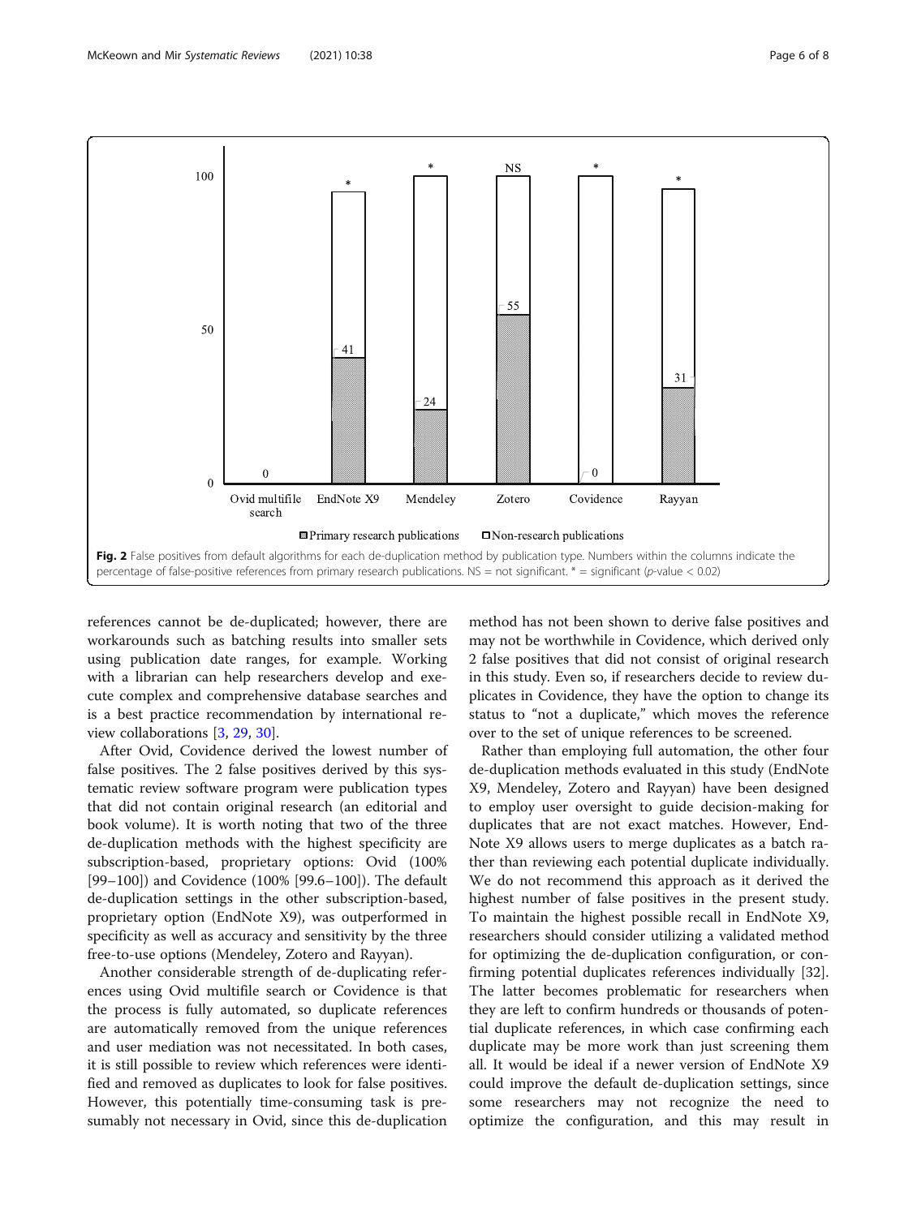Fig. 2 False positives from default algorithms for each de-duplication method by publication type. Numbers within the columns indicate the percentage of false-positive references from primary research publications. NS = not significant. * = significant ($p$-value < 0.02)

references cannot be de-duplicated; however, there are workarounds such as batching results into smaller sets using publication date ranges, for example. Working with a librarian can help researchers develop and execute complex and comprehensive database searches and is a best practice recommendation by international review collaborations [3, 29, 30].

After Ovid, Covidence derived the lowest number of false positives. The 2 false positives derived by this systematic review software program were publication types that did not contain original research (an editorial and book volume). It is worth noting that two of the three de-duplication methods with the highest specificity are subscription-based, proprietary options: Ovid (100% [99–100]) and Covidence (100% [99.6–100]). The default de-duplication settings in the other subscription-based, proprietary option (EndNote X9), was outperformed in specificity as well as accuracy and sensitivity by the three free-to-use options (Mendeley, Zotero and Rayyan).

Another considerable strength of de-duplicating references using Ovid multifile search or Covidence is that the process is fully automated, so duplicate references are automatically removed from the unique references and user mediation was not necessitated. In both cases, it is still possible to review which references were identified and removed as duplicates to look for false positives. However, this potentially time-consuming task is presumably not necessary in Ovid, since this de-duplication method has not been shown to derive false positives and may not be worthwhile in Covidence, which derived only 2 false positives that did not consist of original research in this study. Even so, if researchers decide to review duplicates in Covidence, they have the option to change its status to "not a duplicate," which moves the reference over to the set of unique references to be screened.

Rather than employing full automation, the other four de-duplication methods evaluated in this study (EndNote X9, Mendeley, Zotero and Rayyan) have been designed to employ user oversight to guide decision-making for duplicates that are not exact matches. However, EndNote X9 allows users to merge duplicates as a batch rather than reviewing each potential duplicate individually. We do not recommend this approach as it derived the highest number of false positives in the present study. To maintain the highest possible recall in EndNote X9, researchers should consider utilizing a validated method for optimizing the de-duplication configuration, or confirming potential duplicates references individually [32]. The latter becomes problematic for researchers when they are left to confirm hundreds or thousands of potential duplicate references, in which case confirming each duplicate may be more work than just screening them all. It would be ideal if a newer version of EndNote X9 could improve the default de-duplication settings, since some researchers may not recognize the need to optimize the configuration, and this may result in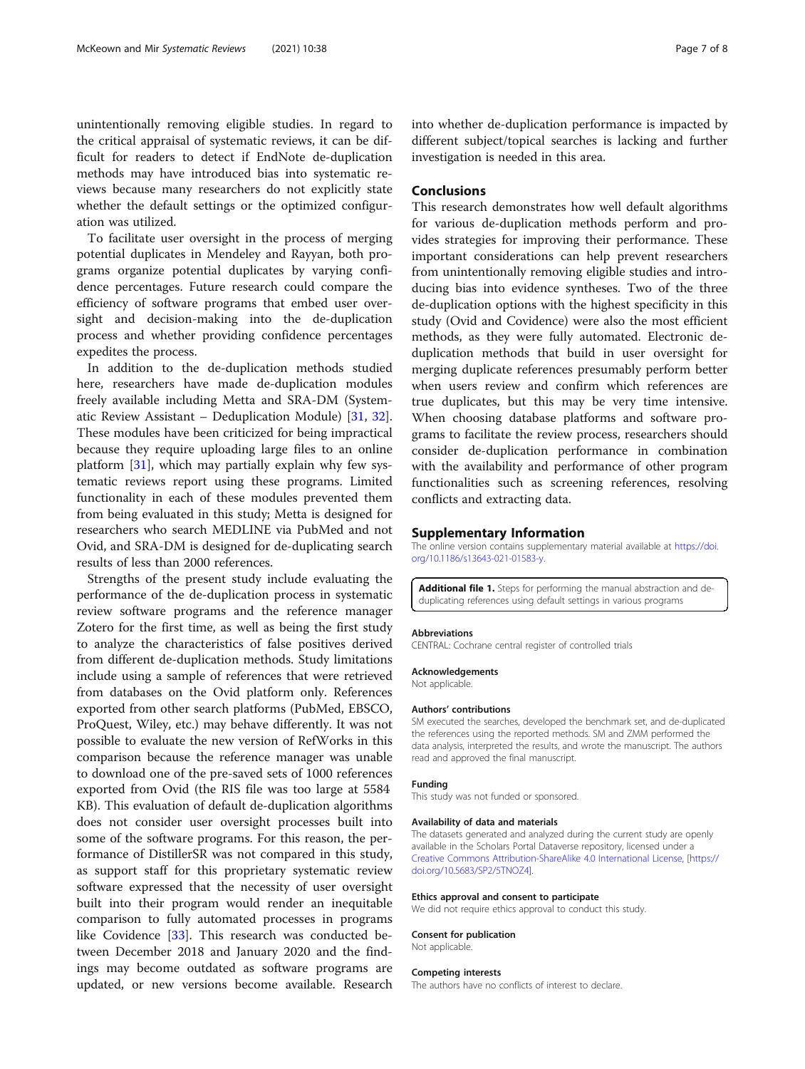unintentionally removing eligible studies. In regard to the critical appraisal of systematic reviews, it can be difficult for readers to detect if EndNote de-duplication methods may have introduced bias into systematic reviews because many researchers do not explicitly state whether the default settings or the optimized configuration was utilized.

To facilitate user oversight in the process of merging potential duplicates in Mendeley and Rayyan, both programs organize potential duplicates by varying confidence percentages. Future research could compare the efficiency of software programs that embed user oversight and decision-making into the de-duplication process and whether providing confidence percentages expedites the process.

In addition to the de-duplication methods studied here, researchers have made de-duplication modules freely available including Metta and SRA-DM (Systematic Review Assistant – Deduplication Module) [31, 32]. These modules have been criticized for being impractical because they require uploading large files to an online platform [31], which may partially explain why few systematic reviews report using these programs. Limited functionality in each of these modules prevented them from being evaluated in this study; Metta is designed for researchers who search MEDLINE via PubMed and not Ovid, and SRA-DM is designed for de-duplicating search results of less than 2000 references.

Strengths of the present study include evaluating the performance of the de-duplication process in systematic review software programs and the reference manager Zotero for the first time, as well as being the first study to analyze the characteristics of false positives derived from different de-duplication methods. Study limitations include using a sample of references that were retrieved from databases on the Ovid platform only. References exported from other search platforms (PubMed, EBSCO, ProQuest, Wiley, etc.) may behave differently. It was not possible to evaluate the new version of RefWorks in this comparison because the reference manager was unable to download one of the pre-saved sets of 1000 references exported from Ovid (the RIS file was too large at 5584 KB). This evaluation of default de-duplication algorithms does not consider user oversight processes built into some of the software programs. For this reason, the performance of DistillerSR was not compared in this study, as support staff for this proprietary systematic review software expressed that the necessity of user oversight built into their program would render an inequitable comparison to fully automated processes in programs like Covidence [33]. This research was conducted between December 2018 and January 2020 and the findings may become outdated as software programs are updated, or new versions become available. Research into whether de-duplication performance is impacted by different subject/topical searches is lacking and further investigation is needed in this area.

## Conclusions

This research demonstrates how well default algorithms for various de-duplication methods perform and provides strategies for improving their performance. These important considerations can help prevent researchers from unintentionally removing eligible studies and introducing bias into evidence syntheses. Two of the three de-duplication options with the highest specificity in this study (Ovid and Covidence) were also the most efficient methods, as they were fully automated. Electronic de-duplication methods that build in user oversight for merging duplicate references presumably perform better when users review and confirm which references are true duplicates, but this may be very time intensive. When choosing database platforms and software programs to facilitate the review process, researchers should consider de-duplication performance in combination with the availability and performance of other program functionalities such as screening references, resolving conflicts and extracting data.

## Supplementary Information

The online version contains supplementary material available at https://doi.org/10.1186/s13643-021-01583-y.

**Additional file 1.** Steps for performing the manual abstraction and de-duplicating references using default settings in various programs

### Abbreviations

CENTRAL: Cochrane central register of controlled trials

### Acknowledgements

Not applicable.

### Authors' contributions

SM executed the searches, developed the benchmark set, and de-duplicated the references using the reported methods. SM and ZMM performed the data analysis, interpreted the results, and wrote the manuscript. The authors read and approved the final manuscript.

### Funding

This study was not funded or sponsored.

### Availability of data and materials

The datasets generated and analyzed during the current study are openly available in the Scholars Portal Dataverse repository, licensed under a Creative Commons Attribution-ShareAlike 4.0 International License, [https://doi.org/10.5683/SP2/5TNOZ4].

### Ethics approval and consent to participate

We did not require ethics approval to conduct this study.

### Consent for publication

Not applicable.

### Competing interests

The authors have no conflicts of interest to declare.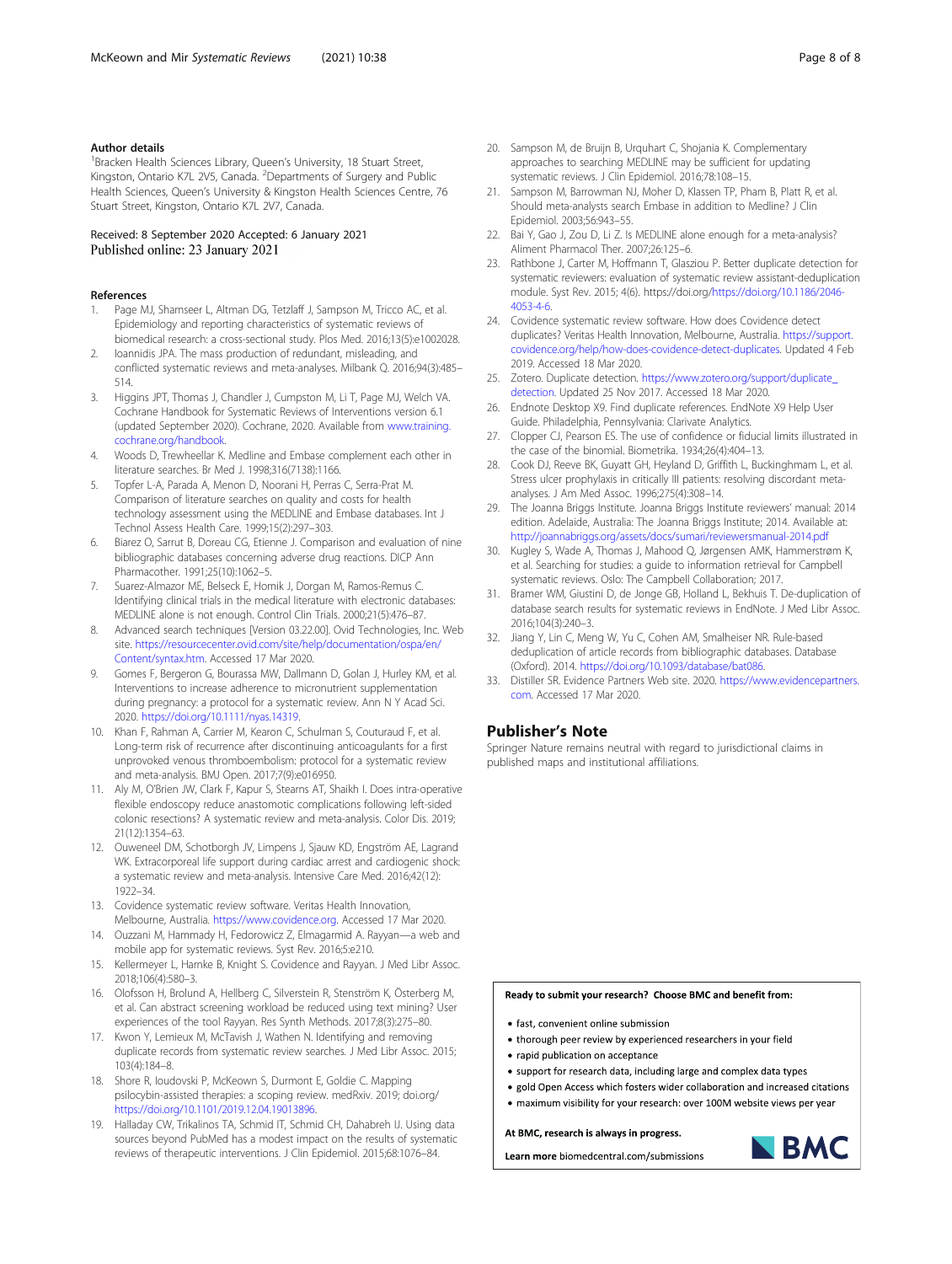### Author details

[1]Bracken Health Sciences Library, Queen's University, 18 Stuart Street, Kingston, Ontario K7L 2V5, Canada. [2]Departments of Surgery and Public Health Sciences, Queen's University & Kingston Health Sciences Centre, 76 Stuart Street, Kingston, Ontario K7L 2V7, Canada.

Received: 8 September 2020 Accepted: 6 January 2021
Published online: 23 January 2021

### References

1. Page MJ, Shamseer L, Altman DG, Tetzlaff J, Sampson M, Tricco AC, et al. Epidemiology and reporting characteristics of systematic reviews of biomedical research: a cross-sectional study. Plos Med. 2016;13(5):e1002028.
2. Ioannidis JPA. The mass production of redundant, misleading, and conflicted systematic reviews and meta-analyses. Milbank Q. 2016;94(3):485–514.
3. Higgins JPT, Thomas J, Chandler J, Cumpston M, Li T, Page MJ, Welch VA. Cochrane Handbook for Systematic Reviews of Interventions version 6.1 (updated September 2020). Cochrane, 2020. Available from www.training.cochrane.org/handbook.
4. Woods D, Trewheellar K. Medline and Embase complement each other in literature searches. Br Med J. 1998;316(7138):1166.
5. Topfer L-A, Parada A, Menon D, Noorani H, Perras C, Serra-Prat M. Comparison of literature searches on quality and costs for health technology assessment using the MEDLINE and Embase databases. Int J Technol Assess Health Care. 1999;15(2):297–303.
6. Biarez O, Sarrut B, Doreau CG, Etienne J. Comparison and evaluation of nine bibliographic databases concerning adverse drug reactions. DICP Ann Pharmacother. 1991;25(10):1062–5.
7. Suarez-Almazor ME, Belseck E, Homik J, Dorgan M, Ramos-Remus C. Identifying clinical trials in the medical literature with electronic databases: MEDLINE alone is not enough. Control Clin Trials. 2000;21(5):476–87.
8. Advanced search techniques [Version 03.22.00]. Ovid Technologies, Inc. Web site. https://resourcecenter.ovid.com/site/help/documentation/ospa/en/Content/syntax.htm. Accessed 17 Mar 2020.
9. Gomes F, Bergeron G, Bourassa MW, Dallmann D, Golan J, Hurley KM, et al. Interventions to increase adherence to micronutrient supplementation during pregnancy: a protocol for a systematic review. Ann N Y Acad Sci. 2020. https://doi.org/10.1111/nyas.14319.
10. Khan F, Rahman A, Carrier M, Kearon C, Schulman S, Couturaud F, et al. Long-term risk of recurrence after discontinuing anticoagulants for a first unprovoked venous thromboembolism: protocol for a systematic review and meta-analysis. BMJ Open. 2017;7(9):e016950.
11. Aly M, O'Brien JW, Clark F, Kapur S, Stearns AT, Shaikh I. Does intra-operative flexible endoscopy reduce anastomotic complications following left-sided colonic resections? A systematic review and meta-analysis. Color Dis. 2019;21(12):1354–63.
12. Ouweneel DM, Schotborgh JV, Limpens J, Sjauw KD, Engström AE, Lagrand WK. Extracorporeal life support during cardiac arrest and cardiogenic shock: a systematic review and meta-analysis. Intensive Care Med. 2016;42(12):1922–34.
13. Covidence systematic review software. Veritas Health Innovation, Melbourne, Australia. https://www.covidence.org. Accessed 17 Mar 2020.
14. Ouzzani M, Hammady H, Fedorowicz Z, Elmagarmid A. Rayyan—a web and mobile app for systematic reviews. Syst Rev. 2016;5:e210.
15. Kellermeyer L, Harnke B, Knight S. Covidence and Rayyan. J Med Libr Assoc. 2018;106(4):580–3.
16. Olofsson H, Brolund A, Hellberg C, Silverstein R, Stenström K, Österberg M, et al. Can abstract screening workload be reduced using text mining? User experiences of the tool Rayyan. Res Synth Methods. 2017;8(3):275–80.
17. Kwon Y, Lemieux M, McTavish J, Wathen N. Identifying and removing duplicate records from systematic review searches. J Med Libr Assoc. 2015;103(4):184–8.
18. Shore R, Ioudovski P, McKeown S, Durmont E, Goldie C. Mapping psilocybin-assisted therapies: a scoping review. medRxiv. 2019; doi.org/https://doi.org/10.1101/2019.12.04.19013896.
19. Halladay CW, Trikalinos TA, Schmid IT, Schmid CH, Dahabreh IJ. Using data sources beyond PubMed has a modest impact on the results of systematic reviews of therapeutic interventions. J Clin Epidemiol. 2015;68:1076–84.
20. Sampson M, de Bruijn B, Urquhart C, Shojania K. Complementary approaches to searching MEDLINE may be sufficient for updating systematic reviews. J Clin Epidemiol. 2016;78:108–15.
21. Sampson M, Barrowman NJ, Moher D, Klassen TP, Pham B, Platt R, et al. Should meta-analysts search Embase in addition to Medline? J Clin Epidemiol. 2003;56:943–55.
22. Bai Y, Gao J, Zou D, Li Z. Is MEDLINE alone enough for a meta-analysis? Aliment Pharmacol Ther. 2007;26:125–6.
23. Rathbone J, Carter M, Hoffmann T, Glasziou P. Better duplicate detection for systematic reviewers: evaluation of systematic review assistant-deduplication module. Syst Rev. 2015; 4(6). https://doi.org/https://doi.org/10.1186/2046-4053-4-6.
24. Covidence systematic review software. How does Covidence detect duplicates? Veritas Health Innovation, Melbourne, Australia. https://support.covidence.org/help/how-does-covidence-detect-duplicates. Updated 4 Feb 2019. Accessed 18 Mar 2020.
25. Zotero. Duplicate detection. https://www.zotero.org/support/duplicate_detection. Updated 25 Nov 2017. Accessed 18 Mar 2020.
26. Endnote Desktop X9. Find duplicate references. EndNote X9 Help User Guide. Philadelphia, Pennsylvania: Clarivate Analytics.
27. Clopper CJ, Pearson ES. The use of confidence or fiducial limits illustrated in the case of the binomial. Biometrika. 1934;26(4):404–13.
28. Cook DJ, Reeve BK, Guyatt GH, Heyland D, Griffith L, Buckinghmam L, et al. Stress ulcer prophylaxis in critically Ill patients: resolving discordant meta-analyses. J Am Med Assoc. 1996;275(4):308–14.
29. The Joanna Briggs Institute. Joanna Briggs Institute reviewers' manual: 2014 edition. Adelaide, Australia: The Joanna Briggs Institute; 2014. Available at: http://joannabriggs.org/assets/docs/sumari/reviewersmanual-2014.pdf
30. Kugley S, Wade A, Thomas J, Mahood Q, Jørgensen AMK, Hammerstrøm K, et al. Searching for studies: a guide to information retrieval for Campbell systematic reviews. Oslo: The Campbell Collaboration; 2017.
31. Bramer WM, Giustini D, de Jonge GB, Holland L, Bekhuis T. De-duplication of database search results for systematic reviews in EndNote. J Med Libr Assoc. 2016;104(3):240–3.
32. Jiang Y, Lin C, Meng W, Yu C, Cohen AM, Smalheiser NR. Rule-based deduplication of article records from bibliographic databases. Database (Oxford). 2014. https://doi.org/10.1093/database/bat086.
33. Distiller SR. Evidence Partners Web site. 2020. https://www.evidencepartners.com. Accessed 17 Mar 2020.

## Publisher's Note

Springer Nature remains neutral with regard to jurisdictional claims in published maps and institutional affiliations.

**Ready to submit your research? Choose BMC and benefit from:**

- fast, convenient online submission
- thorough peer review by experienced researchers in your field
- rapid publication on acceptance
- support for research data, including large and complex data types
- gold Open Access which fosters wider collaboration and increased citations
- maximum visibility for your research: over 100M website views per year

**At BMC, research is always in progress.**

**Learn more** biomedcentral.com/submissions

BMC